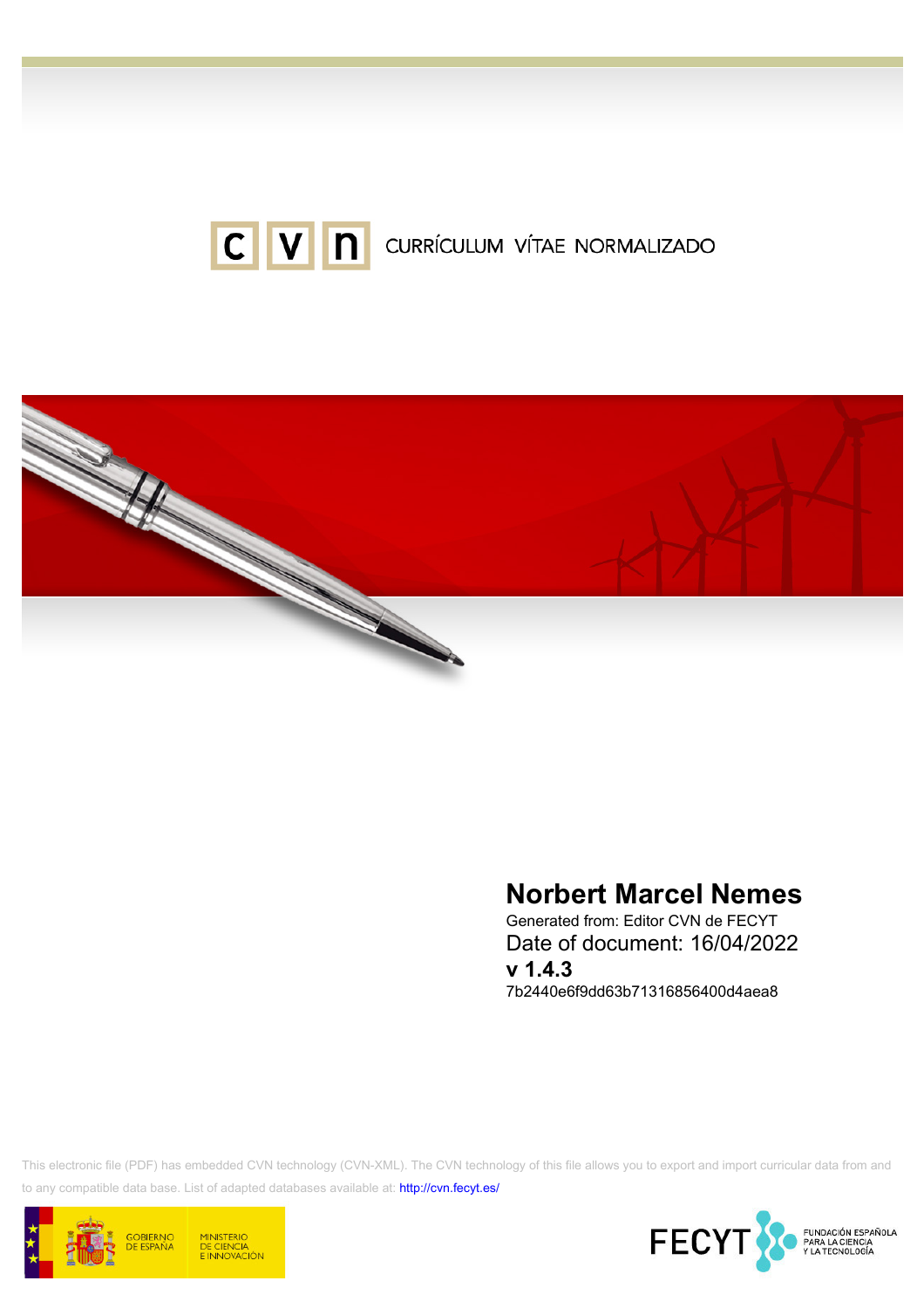CURRÍCULUM VÍTAE NORMALIZADO

# Norbert Marcel Nemes

Generated from: Editor CVN de FECYT

Date of document: 16/04/2022

**v 1.4.3**

7b2440e6f9dd63b71316856400d4aea8

This electronic file (PDF) has embedded CVN technology (CVN-XML). The CVN technology of this file allows you to export and import curricular data from and to any compatible data base. List of adapted databases available at: http://cvn.fecyt.es/

GOBIERNO DE ESPAÑA

MINISTERIO DE CIENCIA E INNOVACIÓN

FECYT FUNDACIÓN ESPAÑOLA PARA LA CIENCIA Y LA TECNOLOGÍA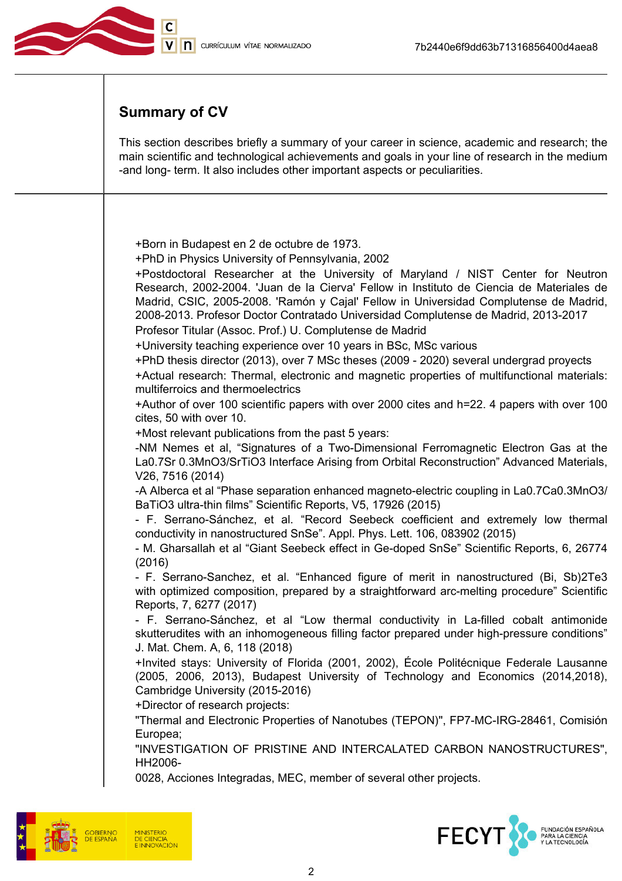## Summary of CV

This section describes briefly a summary of your career in science, academic and research; the main scientific and technological achievements and goals in your line of research in the medium -and long- term. It also includes other important aspects or peculiarities.

+Born in Budapest en 2 de octubre de 1973.
+PhD in Physics University of Pennsylvania, 2002
+Postdoctoral Researcher at the University of Maryland / NIST Center for Neutron Research, 2002-2004. 'Juan de la Cierva' Fellow in Instituto de Ciencia de Materiales de Madrid, CSIC, 2005-2008. 'Ramón y Cajal' Fellow in Universidad Complutense de Madrid, 2008-2013. Profesor Doctor Contratado Universidad Complutense de Madrid, 2013-2017
Profesor Titular (Assoc. Prof.) U. Complutense de Madrid
+University teaching experience over 10 years in BSc, MSc various
+PhD thesis director (2013), over 7 MSc theses (2009 - 2020) several undergrad proyects
+Actual research: Thermal, electronic and magnetic properties of multifunctional materials: multiferroics and thermoelectrics
+Author of over 100 scientific papers with over 2000 cites and h=22. 4 papers with over 100 cites, 50 with over 10.
+Most relevant publications from the past 5 years:
-NM Nemes et al, “Signatures of a Two-Dimensional Ferromagnetic Electron Gas at the $La_{0.7}Sr_{0.3}MnO_3/SrTiO_3$ Interface Arising from Orbital Reconstruction” Advanced Materials, V26, 7516 (2014)
-A Alberca et al “Phase separation enhanced magneto-electric coupling in $La_{0.7}Ca_{0.3}MnO_3/BaTiO_3$ ultra-thin films” Scientific Reports, V5, 17926 (2015)
- F. Serrano-Sánchez, et al. “Record Seebeck coefficient and extremely low thermal conductivity in nanostructured SnSe”. Appl. Phys. Lett. 106, 083902 (2015)
- M. Gharsallah et al “Giant Seebeck effect in Ge-doped SnSe” Scientific Reports, 6, 26774 (2016)
- F. Serrano-Sanchez, et al. “Enhanced figure of merit in nanostructured $(Bi, Sb)_2Te_3$ with optimized composition, prepared by a straightforward arc-melting procedure” Scientific Reports, 7, 6277 (2017)
- F. Serrano-Sánchez, et al “Low thermal conductivity in La-filled cobalt antimonide skutterudites with an inhomogeneous filling factor prepared under high-pressure conditions” J. Mat. Chem. A, 6, 118 (2018)
+Invited stays: University of Florida (2001, 2002), École Politécnique Federale Lausanne (2005, 2006, 2013), Budapest University of Technology and Economics (2014,2018), Cambridge University (2015-2016)
+Director of research projects:
"Thermal and Electronic Properties of Nanotubes (TEPON)", FP7-MC-IRG-28461, Comisión Europea;
"INVESTIGATION OF PRISTINE AND INTERCALATED CARBON NANOSTRUCTURES", HH2006-
0028, Acciones Integradas, MEC, member of several other projects.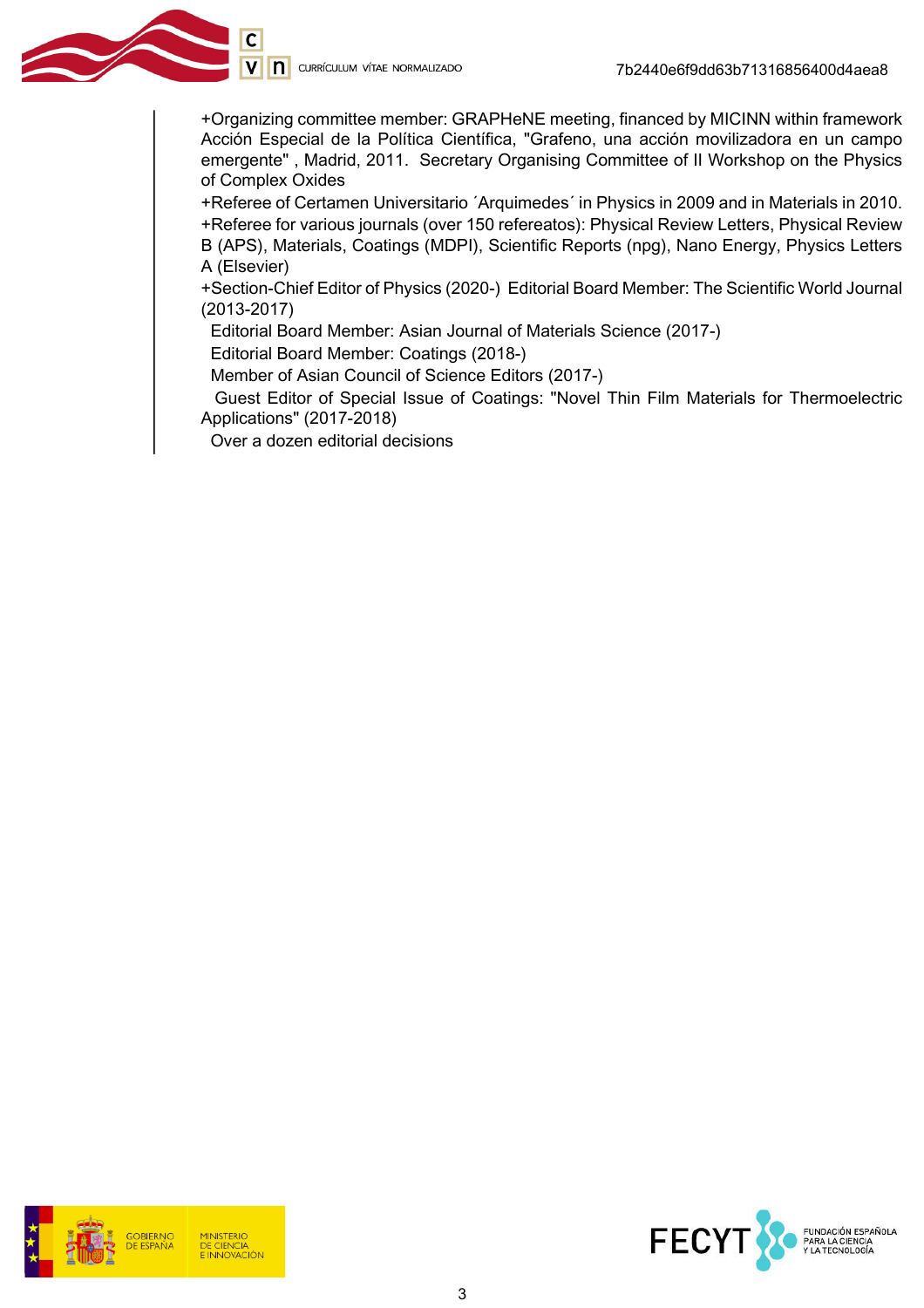+Organizing committee member: GRAPHeNE meeting, financed by MICINN within framework Acción Especial de la Política Científica, "Grafeno, una acción movilizadora en un campo emergente" , Madrid, 2011. Secretary Organising Committee of II Workshop on the Physics of Complex Oxides

+Referee of Certamen Universitario ´Arquimedes´ in Physics in 2009 and in Materials in 2010.

+Referee for various journals (over 150 refereatos): Physical Review Letters, Physical Review B (APS), Materials, Coatings (MDPI), Scientific Reports (npg), Nano Energy, Physics Letters A (Elsevier)

+Section-Chief Editor of Physics (2020-) Editorial Board Member: The Scientific World Journal (2013-2017)

Editorial Board Member: Asian Journal of Materials Science (2017-)

Editorial Board Member: Coatings (2018-)

Member of Asian Council of Science Editors (2017-)

Guest Editor of Special Issue of Coatings: "Novel Thin Film Materials for Thermoelectric Applications" (2017-2018)

Over a dozen editorial decisions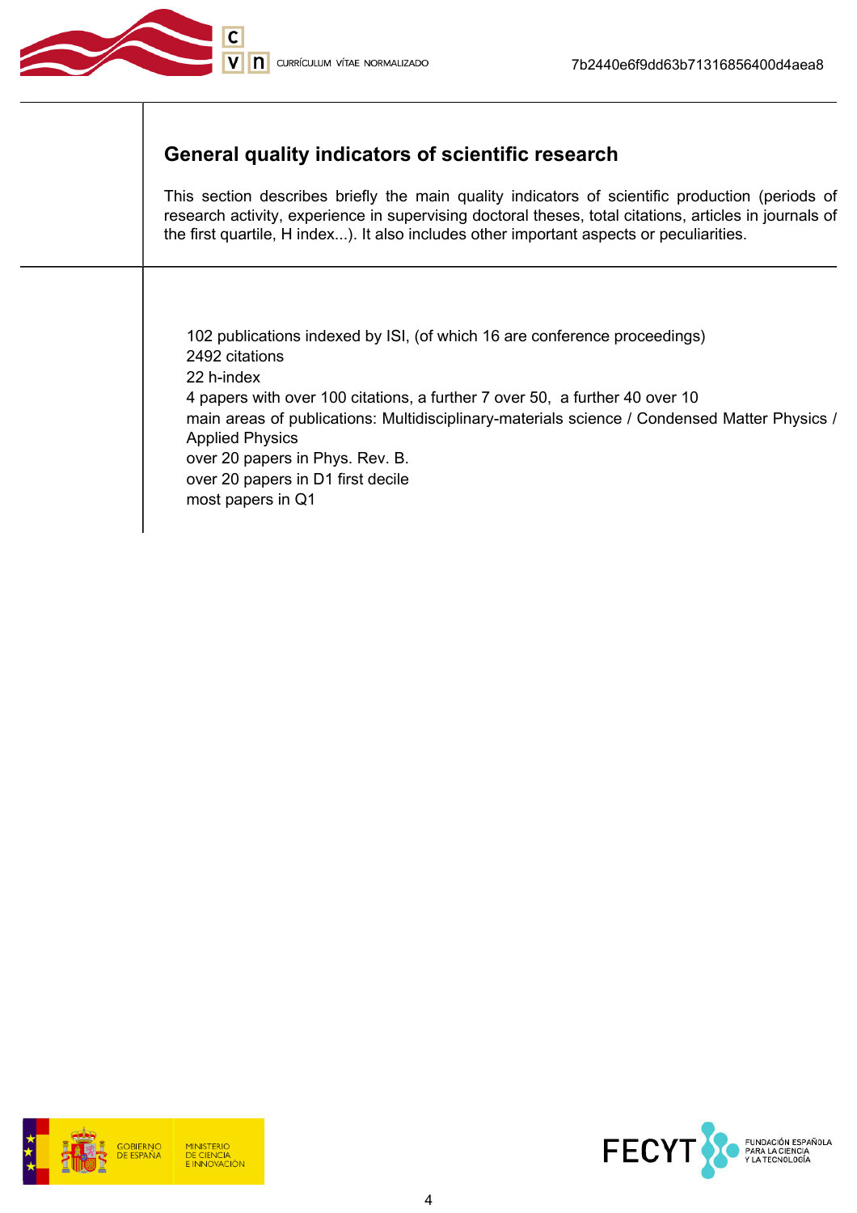## General quality indicators of scientific research

This section describes briefly the main quality indicators of scientific production (periods of research activity, experience in supervising doctoral theses, total citations, articles in journals of the first quartile, H index...). It also includes other important aspects or peculiarities.

102 publications indexed by ISI, (of which 16 are conference proceedings)
2492 citations
22 h-index
4 papers with over 100 citations, a further 7 over 50, a further 40 over 10
main areas of publications: Multidisciplinary-materials science / Condensed Matter Physics / Applied Physics
over 20 papers in Phys. Rev. B.
over 20 papers in D1 first decile
most papers in Q1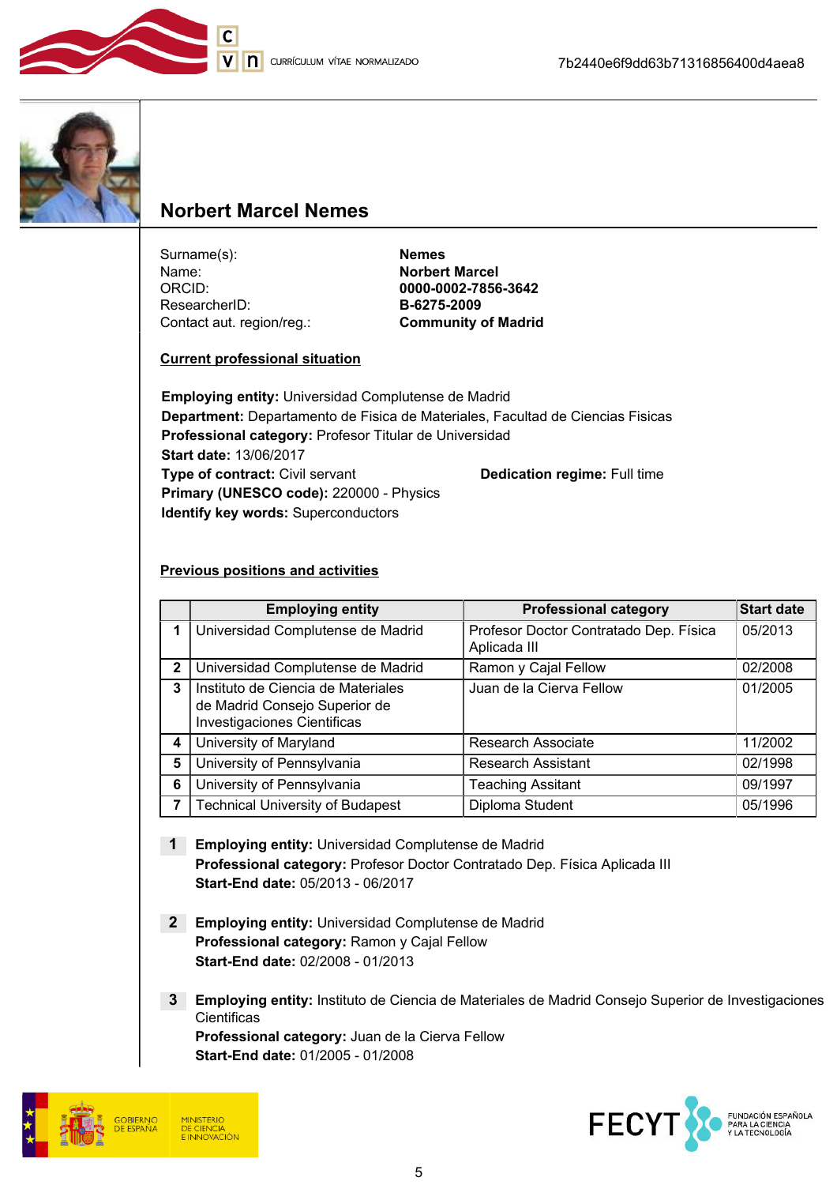## Norbert Marcel Nemes

| | |
|---|---|
| Surname(s): | **Nemes** |
| Name: | **Norbert Marcel** |
| ORCID: | **0000-0002-7856-3642** |
| ResearcherID: | **B-6275-2009** |
| Contact aut. region/reg.: | **Community of Madrid** |

### Current professional situation

**Employing entity:** Universidad Complutense de Madrid
**Department:** Departamento de Fisica de Materiales, Facultad de Ciencias Fisicas
**Professional category:** Profesor Titular de Universidad
**Start date:** 13/06/2017
**Type of contract:** Civil servant
**Dedication regime:** Full time
**Primary (UNESCO code):** 220000 - Physics
**Identify key words:** Superconductors

### Previous positions and activities

| | Employing entity | Professional category | Start date |
|---|---|---|---|
| 1 | Universidad Complutense de Madrid | Profesor Doctor Contratado Dep. Física Aplicada III | 05/2013 |
| 2 | Universidad Complutense de Madrid | Ramon y Cajal Fellow | 02/2008 |
| 3 | Instituto de Ciencia de Materiales de Madrid Consejo Superior de Investigaciones Cientificas | Juan de la Cierva Fellow | 01/2005 |
| 4 | University of Maryland | Research Associate | 11/2002 |
| 5 | University of Pennsylvania | Research Assistant | 02/1998 |
| 6 | University of Pennsylvania | Teaching Assitant | 09/1997 |
| 7 | Technical University of Budapest | Diploma Student | 05/1996 |

**1** **Employing entity:** Universidad Complutense de Madrid
**Professional category:** Profesor Doctor Contratado Dep. Física Aplicada III
**Start-End date:** 05/2013 - 06/2017

**2** **Employing entity:** Universidad Complutense de Madrid
**Professional category:** Ramon y Cajal Fellow
**Start-End date:** 02/2008 - 01/2013

**3** **Employing entity:** Instituto de Ciencia de Materiales de Madrid Consejo Superior de Investigaciones Cientificas
**Professional category:** Juan de la Cierva Fellow
**Start-End date:** 01/2005 - 01/2008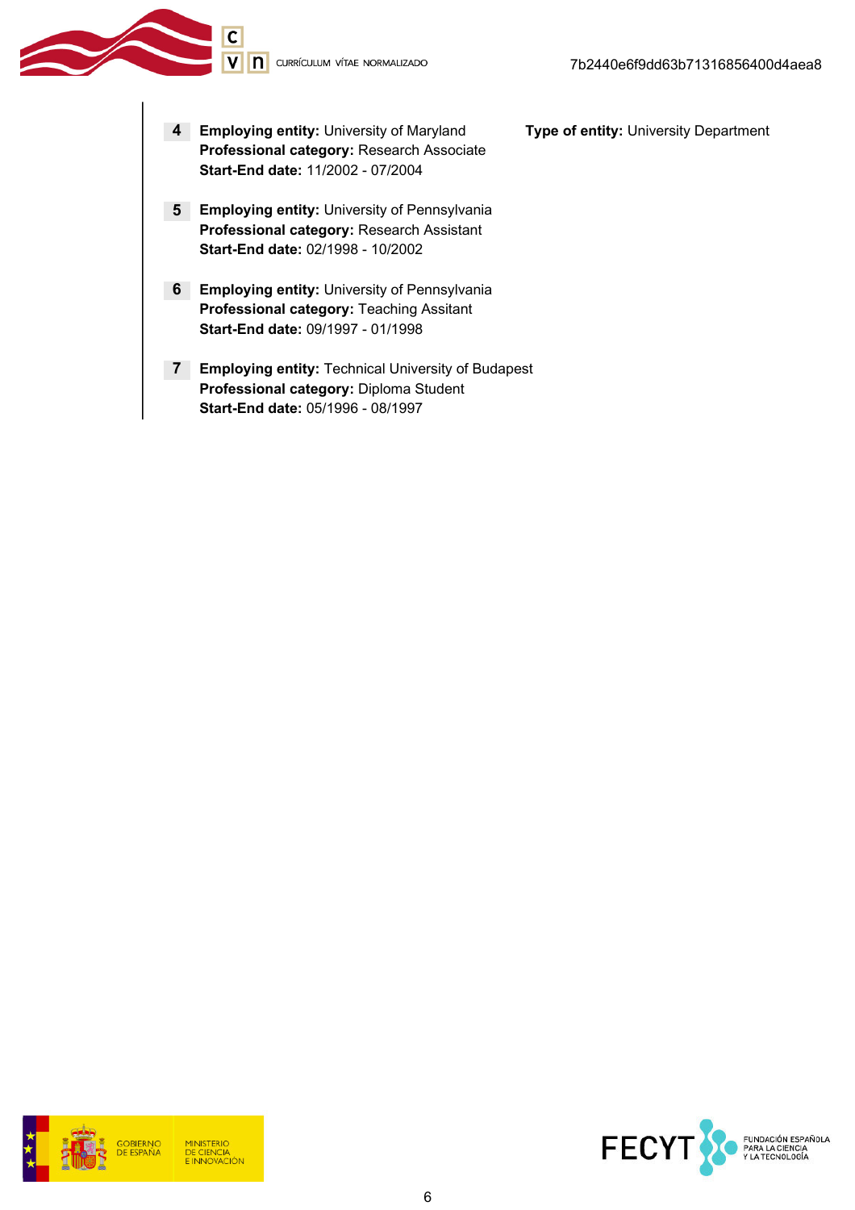**4** **Employing entity:** University of Maryland **Type of entity:** University Department
**Professional category:** Research Associate
**Start-End date:** 11/2002 - 07/2004

**5** **Employing entity:** University of Pennsylvania
**Professional category:** Research Assistant
**Start-End date:** 02/1998 - 10/2002

**6** **Employing entity:** University of Pennsylvania
**Professional category:** Teaching Assitant
**Start-End date:** 09/1997 - 01/1998

**7** **Employing entity:** Technical University of Budapest
**Professional category:** Diploma Student
**Start-End date:** 05/1996 - 08/1997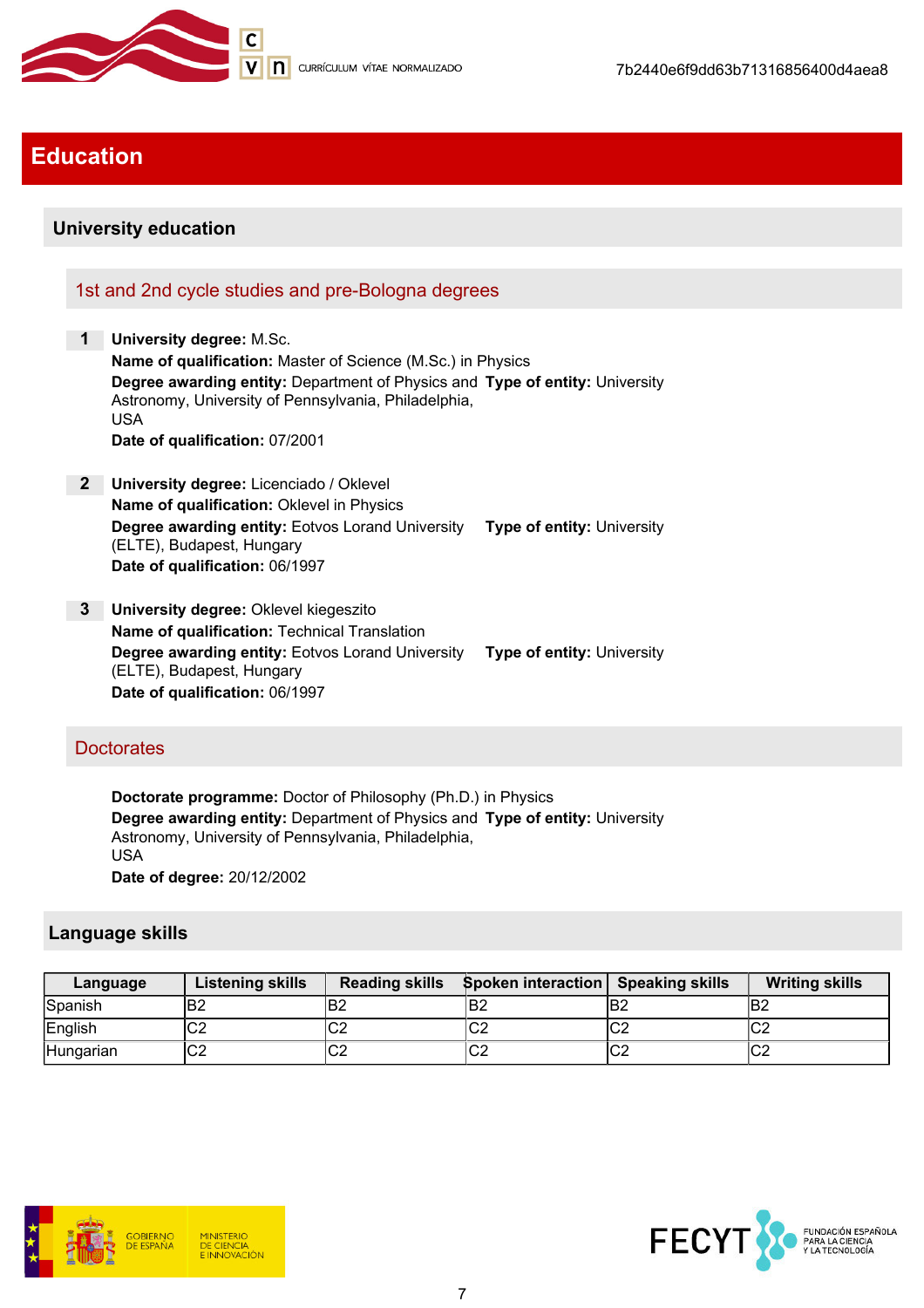# Education

## University education

### 1st and 2nd cycle studies and pre-Bologna degrees

**1** **University degree:** M.Sc.
**Name of qualification:** Master of Science (M.Sc.) in Physics
**Degree awarding entity:** Department of Physics and Astronomy, University of Pennsylvania, Philadelphia, USA
**Type of entity:** University
**Date of qualification:** 07/2001

**2** **University degree:** Licenciado / Oklevel
**Name of qualification:** Oklevel in Physics
**Degree awarding entity:** Eotvos Lorand University (ELTE), Budapest, Hungary
**Type of entity:** University
**Date of qualification:** 06/1997

**3** **University degree:** Oklevel kiegeszito
**Name of qualification:** Technical Translation
**Degree awarding entity:** Eotvos Lorand University (ELTE), Budapest, Hungary
**Type of entity:** University
**Date of qualification:** 06/1997

### Doctorates

**Doctorate programme:** Doctor of Philosophy (Ph.D.) in Physics
**Degree awarding entity:** Department of Physics and Astronomy, University of Pennsylvania, Philadelphia, USA
**Type of entity:** University
**Date of degree:** 20/12/2002

## Language skills

| Language | Listening skills | Reading skills | Spoken interaction | Speaking skills | Writing skills |
|---|---|---|---|---|---|
| Spanish | B2 | B2 | B2 | B2 | B2 |
| English | C2 | C2 | C2 | C2 | C2 |
| Hungarian | C2 | C2 | C2 | C2 | C2 |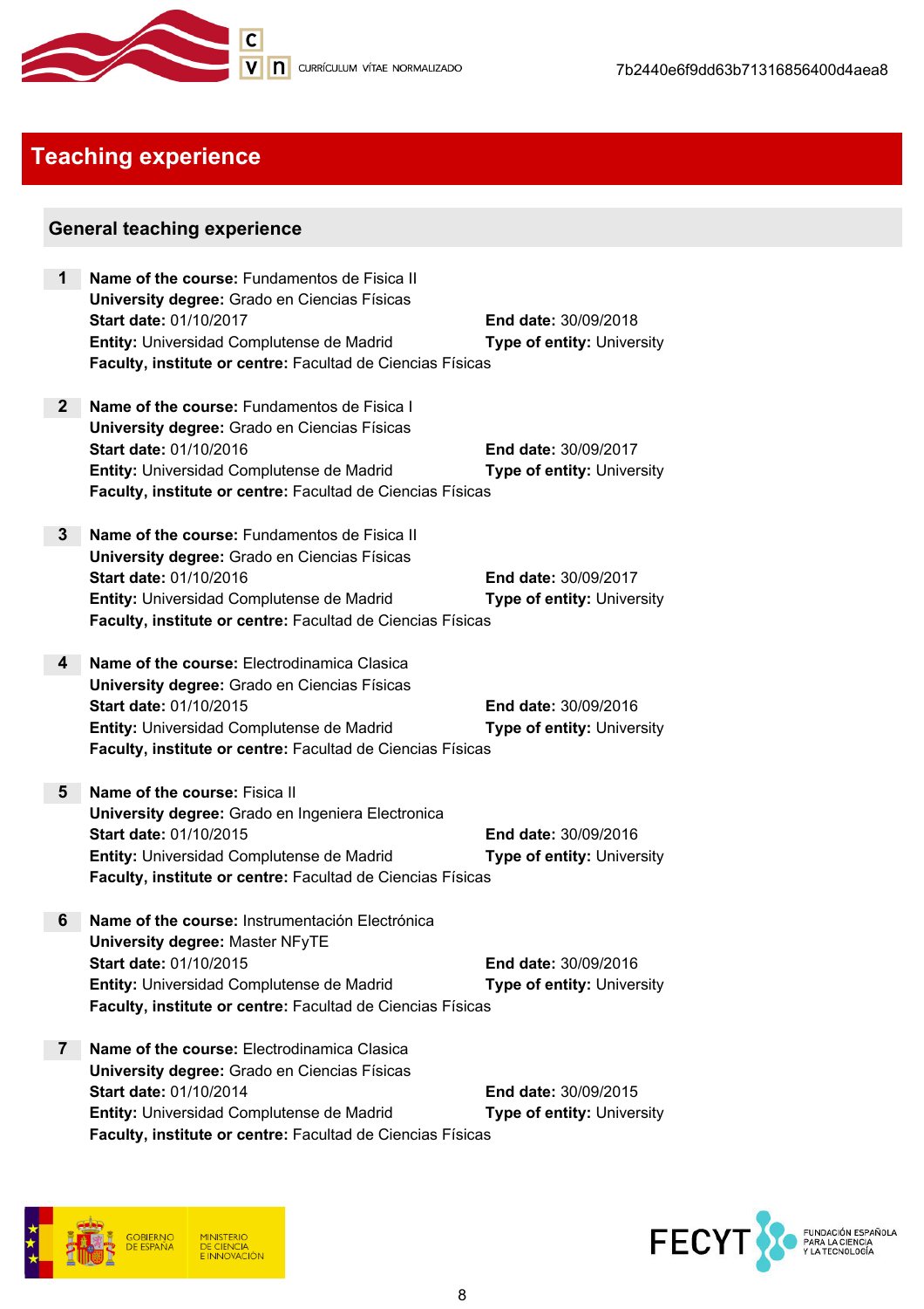# Teaching experience

## General teaching experience

1. **Name of the course:** Fundamentos de Fisica II
   **University degree:** Grado en Ciencias Físicas
   **Start date:** 01/10/2017 **End date:** 30/09/2018
   **Entity:** Universidad Complutense de Madrid **Type of entity:** University
   **Faculty, institute or centre:** Facultad de Ciencias Físicas

2. **Name of the course:** Fundamentos de Fisica I
   **University degree:** Grado en Ciencias Físicas
   **Start date:** 01/10/2016 **End date:** 30/09/2017
   **Entity:** Universidad Complutense de Madrid **Type of entity:** University
   **Faculty, institute or centre:** Facultad de Ciencias Físicas

3. **Name of the course:** Fundamentos de Fisica II
   **University degree:** Grado en Ciencias Físicas
   **Start date:** 01/10/2016 **End date:** 30/09/2017
   **Entity:** Universidad Complutense de Madrid **Type of entity:** University
   **Faculty, institute or centre:** Facultad de Ciencias Físicas

4. **Name of the course:** Electrodinamica Clasica
   **University degree:** Grado en Ciencias Físicas
   **Start date:** 01/10/2015 **End date:** 30/09/2016
   **Entity:** Universidad Complutense de Madrid **Type of entity:** University
   **Faculty, institute or centre:** Facultad de Ciencias Físicas

5. **Name of the course:** Fisica II
   **University degree:** Grado en Ingeniera Electronica
   **Start date:** 01/10/2015 **End date:** 30/09/2016
   **Entity:** Universidad Complutense de Madrid **Type of entity:** University
   **Faculty, institute or centre:** Facultad de Ciencias Físicas

6. **Name of the course:** Instrumentación Electrónica
   **University degree:** Master NFyTE
   **Start date:** 01/10/2015 **End date:** 30/09/2016
   **Entity:** Universidad Complutense de Madrid **Type of entity:** University
   **Faculty, institute or centre:** Facultad de Ciencias Físicas

7. **Name of the course:** Electrodinamica Clasica
   **University degree:** Grado en Ciencias Físicas
   **Start date:** 01/10/2014 **End date:** 30/09/2015
   **Entity:** Universidad Complutense de Madrid **Type of entity:** University
   **Faculty, institute or centre:** Facultad de Ciencias Físicas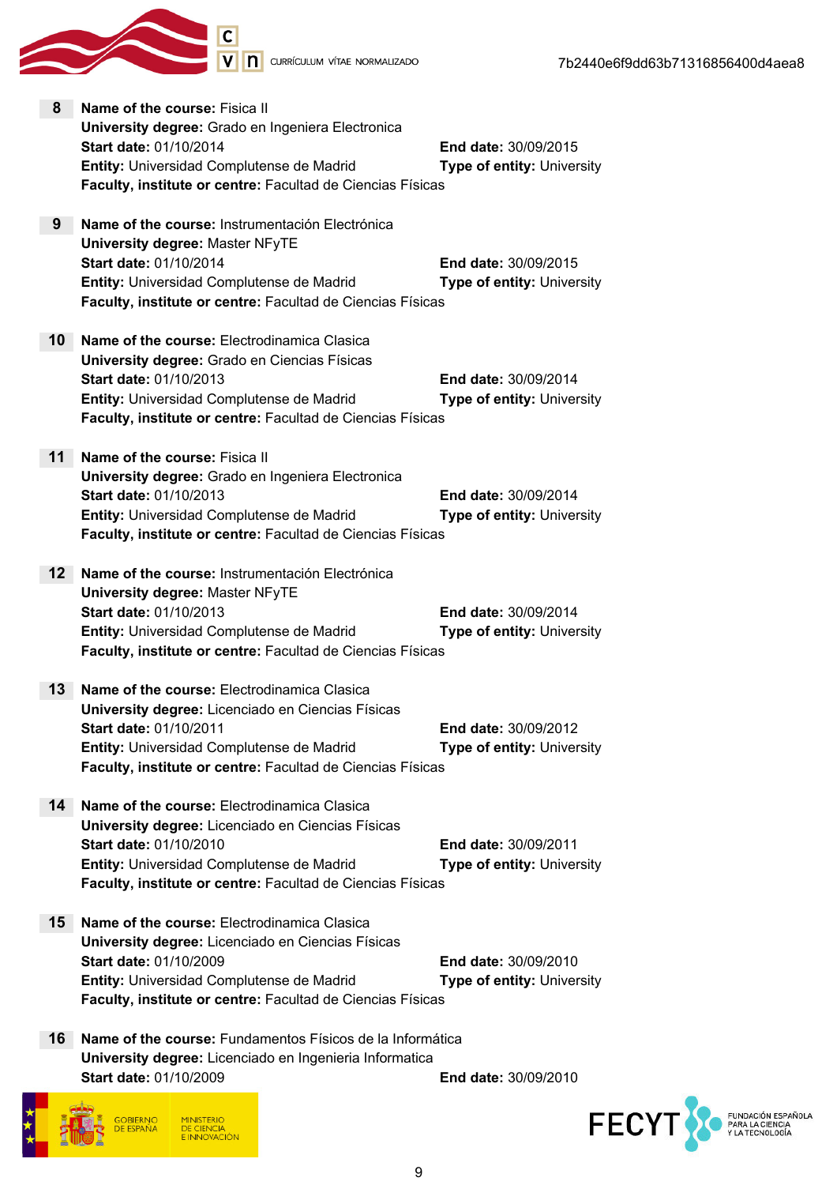**8** **Name of the course:** Fisica II
**University degree:** Grado en Ingeniera Electronica
**Start date:** 01/10/2014 **End date:** 30/09/2015
**Entity:** Universidad Complutense de Madrid **Type of entity:** University
**Faculty, institute or centre:** Facultad de Ciencias Físicas

**9** **Name of the course:** Instrumentación Electrónica
**University degree:** Master NFyTE
**Start date:** 01/10/2014 **End date:** 30/09/2015
**Entity:** Universidad Complutense de Madrid **Type of entity:** University
**Faculty, institute or centre:** Facultad de Ciencias Físicas

**10** **Name of the course:** Electrodinamica Clasica
**University degree:** Grado en Ciencias Físicas
**Start date:** 01/10/2013 **End date:** 30/09/2014
**Entity:** Universidad Complutense de Madrid **Type of entity:** University
**Faculty, institute or centre:** Facultad de Ciencias Físicas

**11** **Name of the course:** Fisica II
**University degree:** Grado en Ingeniera Electronica
**Start date:** 01/10/2013 **End date:** 30/09/2014
**Entity:** Universidad Complutense de Madrid **Type of entity:** University
**Faculty, institute or centre:** Facultad de Ciencias Físicas

**12** **Name of the course:** Instrumentación Electrónica
**University degree:** Master NFyTE
**Start date:** 01/10/2013 **End date:** 30/09/2014
**Entity:** Universidad Complutense de Madrid **Type of entity:** University
**Faculty, institute or centre:** Facultad de Ciencias Físicas

**13** **Name of the course:** Electrodinamica Clasica
**University degree:** Licenciado en Ciencias Físicas
**Start date:** 01/10/2011 **End date:** 30/09/2012
**Entity:** Universidad Complutense de Madrid **Type of entity:** University
**Faculty, institute or centre:** Facultad de Ciencias Físicas

**14** **Name of the course:** Electrodinamica Clasica
**University degree:** Licenciado en Ciencias Físicas
**Start date:** 01/10/2010 **End date:** 30/09/2011
**Entity:** Universidad Complutense de Madrid **Type of entity:** University
**Faculty, institute or centre:** Facultad de Ciencias Físicas

**15** **Name of the course:** Electrodinamica Clasica
**University degree:** Licenciado en Ciencias Físicas
**Start date:** 01/10/2009 **End date:** 30/09/2010
**Entity:** Universidad Complutense de Madrid **Type of entity:** University
**Faculty, institute or centre:** Facultad de Ciencias Físicas

**16** **Name of the course:** Fundamentos Físicos de la Informática
**University degree:** Licenciado en Ingenieria Informatica
**Start date:** 01/10/2009 **End date:** 30/09/2010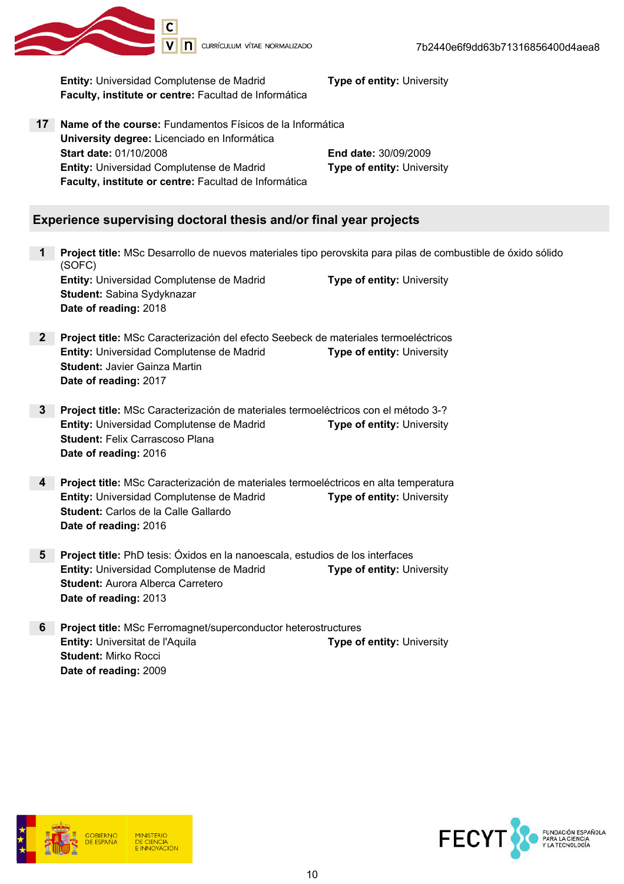**Entity:** Universidad Complutense de Madrid
**Type of entity:** University
**Faculty, institute or centre:** Facultad de Informática

**17** **Name of the course:** Fundamentos Físicos de la Informática
**University degree:** Licenciado en Informática
**Start date:** 01/10/2008
**End date:** 30/09/2009
**Entity:** Universidad Complutense de Madrid
**Type of entity:** University
**Faculty, institute or centre:** Facultad de Informática

## Experience supervising doctoral thesis and/or final year projects

**1** **Project title:** MSc Desarrollo de nuevos materiales tipo perovskita para pilas de combustible de óxido sólido (SOFC)
**Entity:** Universidad Complutense de Madrid
**Type of entity:** University
**Student:** Sabina Sydyknazar
**Date of reading:** 2018

**2** **Project title:** MSc Caracterización del efecto Seebeck de materiales termoeléctricos
**Entity:** Universidad Complutense de Madrid
**Type of entity:** University
**Student:** Javier Gainza Martin
**Date of reading:** 2017

**3** **Project title:** MSc Caracterización de materiales termoeléctricos con el método 3-?
**Entity:** Universidad Complutense de Madrid
**Type of entity:** University
**Student:** Felix Carrascoso Plana
**Date of reading:** 2016

**4** **Project title:** MSc Caracterización de materiales termoeléctricos en alta temperatura
**Entity:** Universidad Complutense de Madrid
**Type of entity:** University
**Student:** Carlos de la Calle Gallardo
**Date of reading:** 2016

**5** **Project title:** PhD tesis: Óxidos en la nanoescala, estudios de los interfaces
**Entity:** Universidad Complutense de Madrid
**Type of entity:** University
**Student:** Aurora Alberca Carretero
**Date of reading:** 2013

**6** **Project title:** MSc Ferromagnet/superconductor heterostructures
**Entity:** Universitat de l'Aquila
**Type of entity:** University
**Student:** Mirko Rocci
**Date of reading:** 2009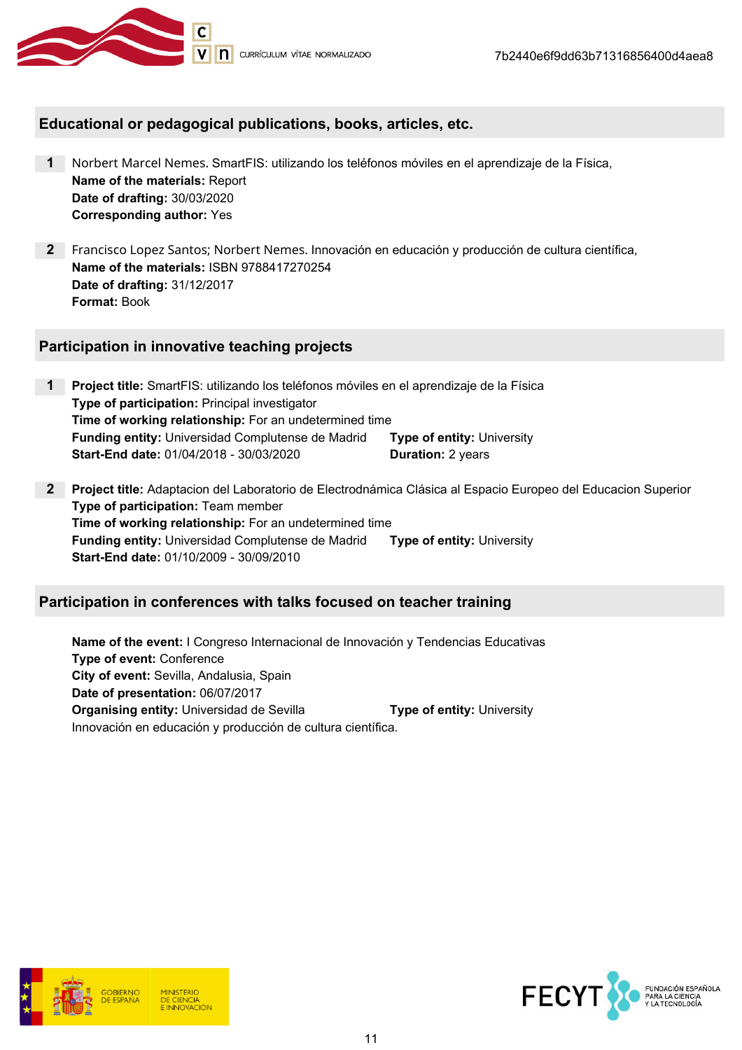## Educational or pedagogical publications, books, articles, etc.

**1** Norbert Marcel Nemes. SmartFIS: utilizando los teléfonos móviles en el aprendizaje de la Física,
**Name of the materials:** Report
**Date of drafting:** 30/03/2020
**Corresponding author:** Yes

**2** Francisco Lopez Santos; Norbert Nemes. Innovación en educación y producción de cultura científica,
**Name of the materials:** ISBN 9788417270254
**Date of drafting:** 31/12/2017
**Format:** Book

## Participation in innovative teaching projects

**1** **Project title:** SmartFIS: utilizando los teléfonos móviles en el aprendizaje de la Física
**Type of participation:** Principal investigator
**Time of working relationship:** For an undetermined time
**Funding entity:** Universidad Complutense de Madrid **Type of entity:** University
**Start-End date:** 01/04/2018 - 30/03/2020 **Duration:** 2 years

**2** **Project title:** Adaptacion del Laboratorio de Electrodnámica Clásica al Espacio Europeo del Educacion Superior
**Type of participation:** Team member
**Time of working relationship:** For an undetermined time
**Funding entity:** Universidad Complutense de Madrid **Type of entity:** University
**Start-End date:** 01/10/2009 - 30/09/2010

## Participation in conferences with talks focused on teacher training

**Name of the event:** I Congreso Internacional de Innovación y Tendencias Educativas
**Type of event:** Conference
**City of event:** Sevilla, Andalusia, Spain
**Date of presentation:** 06/07/2017
**Organising entity:** Universidad de Sevilla **Type of entity:** University
Innovación en educación y producción de cultura científica.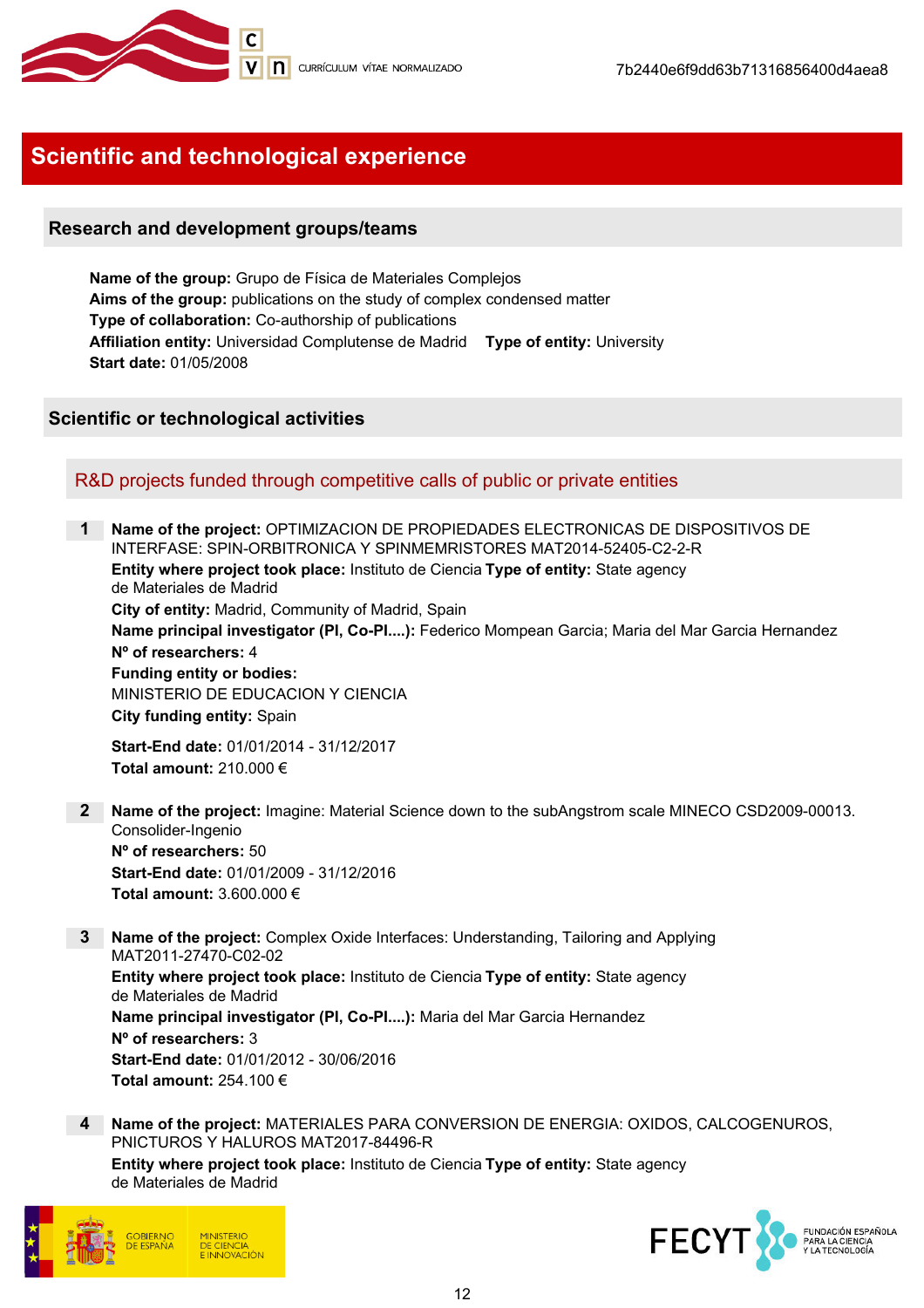# Scientific and technological experience

## Research and development groups/teams

**Name of the group:** Grupo de Física de Materiales Complejos
**Aims of the group:** publications on the study of complex condensed matter
**Type of collaboration:** Co-authorship of publications
**Affiliation entity:** Universidad Complutense de Madrid **Type of entity:** University
**Start date:** 01/05/2008

## Scientific or technological activities

### R&D projects funded through competitive calls of public or private entities

**1** **Name of the project:** OPTIMIZACION DE PROPIEDADES ELECTRONICAS DE DISPOSITIVOS DE INTERFASE: SPIN-ORBITRONICA Y SPINMEMRISTORES MAT2014-52405-C2-2-R
**Entity where project took place:** Instituto de Ciencia de Materiales de Madrid **Type of entity:** State agency
**City of entity:** Madrid, Community of Madrid, Spain
**Name principal investigator (PI, Co-PI....):** Federico Mompean Garcia; Maria del Mar Garcia Hernandez
**Nº of researchers:** 4
**Funding entity or bodies:**
MINISTERIO DE EDUCACION Y CIENCIA
**City funding entity:** Spain

**Start-End date:** 01/01/2014 - 31/12/2017
**Total amount:** 210.000 €

**2** **Name of the project:** Imagine: Material Science down to the subAngstrom scale MINECO CSD2009-00013. Consolider-Ingenio
**Nº of researchers:** 50
**Start-End date:** 01/01/2009 - 31/12/2016
**Total amount:** 3.600.000 €

**3** **Name of the project:** Complex Oxide Interfaces: Understanding, Tailoring and Applying MAT2011-27470-C02-02
**Entity where project took place:** Instituto de Ciencia de Materiales de Madrid **Type of entity:** State agency
**Name principal investigator (PI, Co-PI....):** Maria del Mar Garcia Hernandez
**Nº of researchers:** 3
**Start-End date:** 01/01/2012 - 30/06/2016
**Total amount:** 254.100 €

**4** **Name of the project:** MATERIALES PARA CONVERSION DE ENERGIA: OXIDOS, CALCOGENUROS, PNICTUROS Y HALUROS MAT2017-84496-R
**Entity where project took place:** Instituto de Ciencia de Materiales de Madrid **Type of entity:** State agency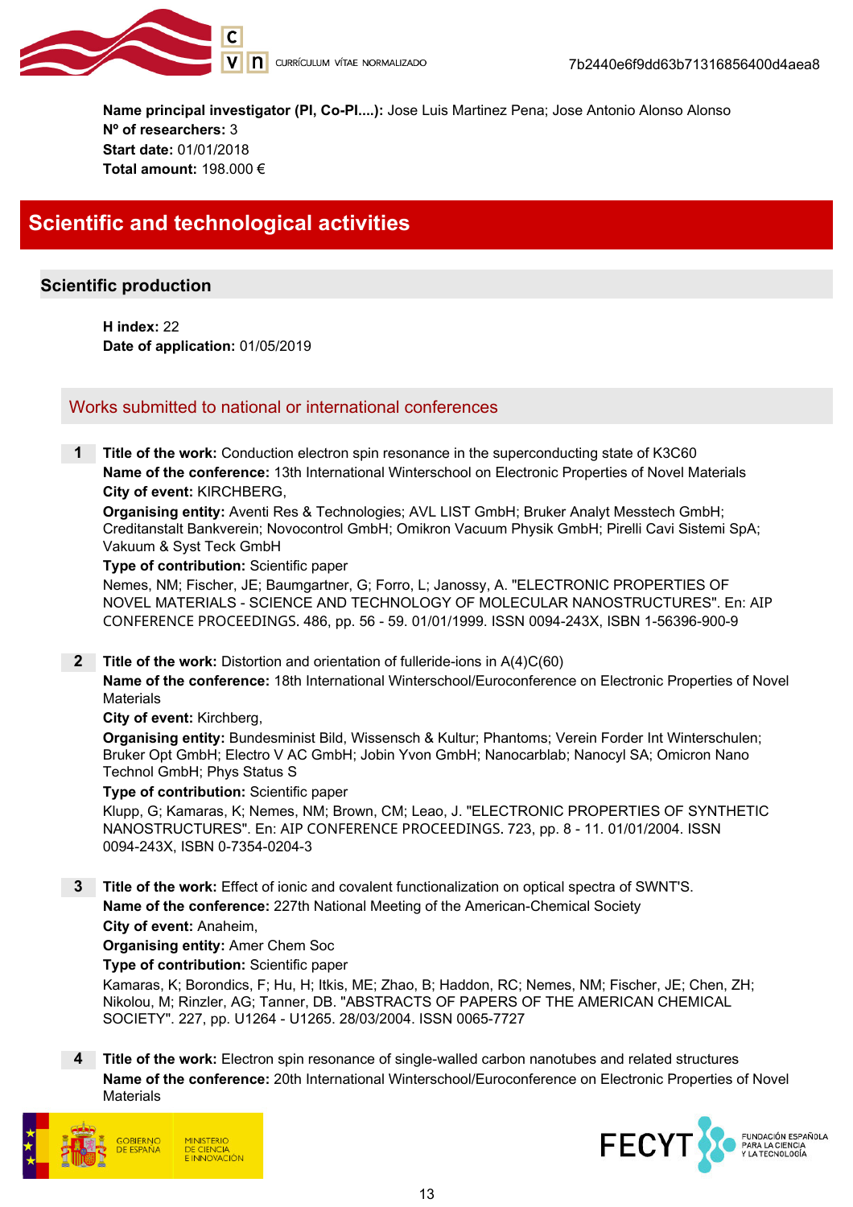**Name principal investigator (PI, Co-PI....):** Jose Luis Martinez Pena; Jose Antonio Alonso Alonso
**Nº of researchers:** 3
**Start date:** 01/01/2018
**Total amount:** 198.000 €

# Scientific and technological activities

## Scientific production

**H index:** 22
**Date of application:** 01/05/2019

### Works submitted to national or international conferences

**1** **Title of the work:** Conduction electron spin resonance in the superconducting state of K3C60
**Name of the conference:** 13th International Winterschool on Electronic Properties of Novel Materials
**City of event:** KIRCHBERG,
**Organising entity:** Aventi Res & Technologies; AVL LIST GmbH; Bruker Analyt Messtech GmbH; Creditanstalt Bankverein; Novocontrol GmbH; Omikron Vacuum Physik GmbH; Pirelli Cavi Sistemi SpA; Vakuum & Syst Teck GmbH
**Type of contribution:** Scientific paper
Nemes, NM; Fischer, JE; Baumgartner, G; Forro, L; Janossy, A. "ELECTRONIC PROPERTIES OF NOVEL MATERIALS - SCIENCE AND TECHNOLOGY OF MOLECULAR NANOSTRUCTURES". En: AIP CONFERENCE PROCEEDINGS. 486, pp. 56 - 59. 01/01/1999. ISSN 0094-243X, ISBN 1-56396-900-9

**2** **Title of the work:** Distortion and orientation of fulleride-ions in A(4)C(60)
**Name of the conference:** 18th International Winterschool/Euroconference on Electronic Properties of Novel Materials
**City of event:** Kirchberg,
**Organising entity:** Bundesminist Bild, Wissensch & Kultur; Phantoms; Verein Forder Int Winterschulen; Bruker Opt GmbH; Electro V AC GmbH; Jobin Yvon GmbH; Nanocarblab; Nanocyl SA; Omicron Nano Technol GmbH; Phys Status S
**Type of contribution:** Scientific paper
Klupp, G; Kamaras, K; Nemes, NM; Brown, CM; Leao, J. "ELECTRONIC PROPERTIES OF SYNTHETIC NANOSTRUCTURES". En: AIP CONFERENCE PROCEEDINGS. 723, pp. 8 - 11. 01/01/2004. ISSN 0094-243X, ISBN 0-7354-0204-3

**3** **Title of the work:** Effect of ionic and covalent functionalization on optical spectra of SWNT'S.
**Name of the conference:** 227th National Meeting of the American-Chemical Society
**City of event:** Anaheim,
**Organising entity:** Amer Chem Soc
**Type of contribution:** Scientific paper
Kamaras, K; Borondics, F; Hu, H; Itkis, ME; Zhao, B; Haddon, RC; Nemes, NM; Fischer, JE; Chen, ZH; Nikolou, M; Rinzler, AG; Tanner, DB. "ABSTRACTS OF PAPERS OF THE AMERICAN CHEMICAL SOCIETY". 227, pp. U1264 - U1265. 28/03/2004. ISSN 0065-7727

**4** **Title of the work:** Electron spin resonance of single-walled carbon nanotubes and related structures
**Name of the conference:** 20th International Winterschool/Euroconference on Electronic Properties of Novel Materials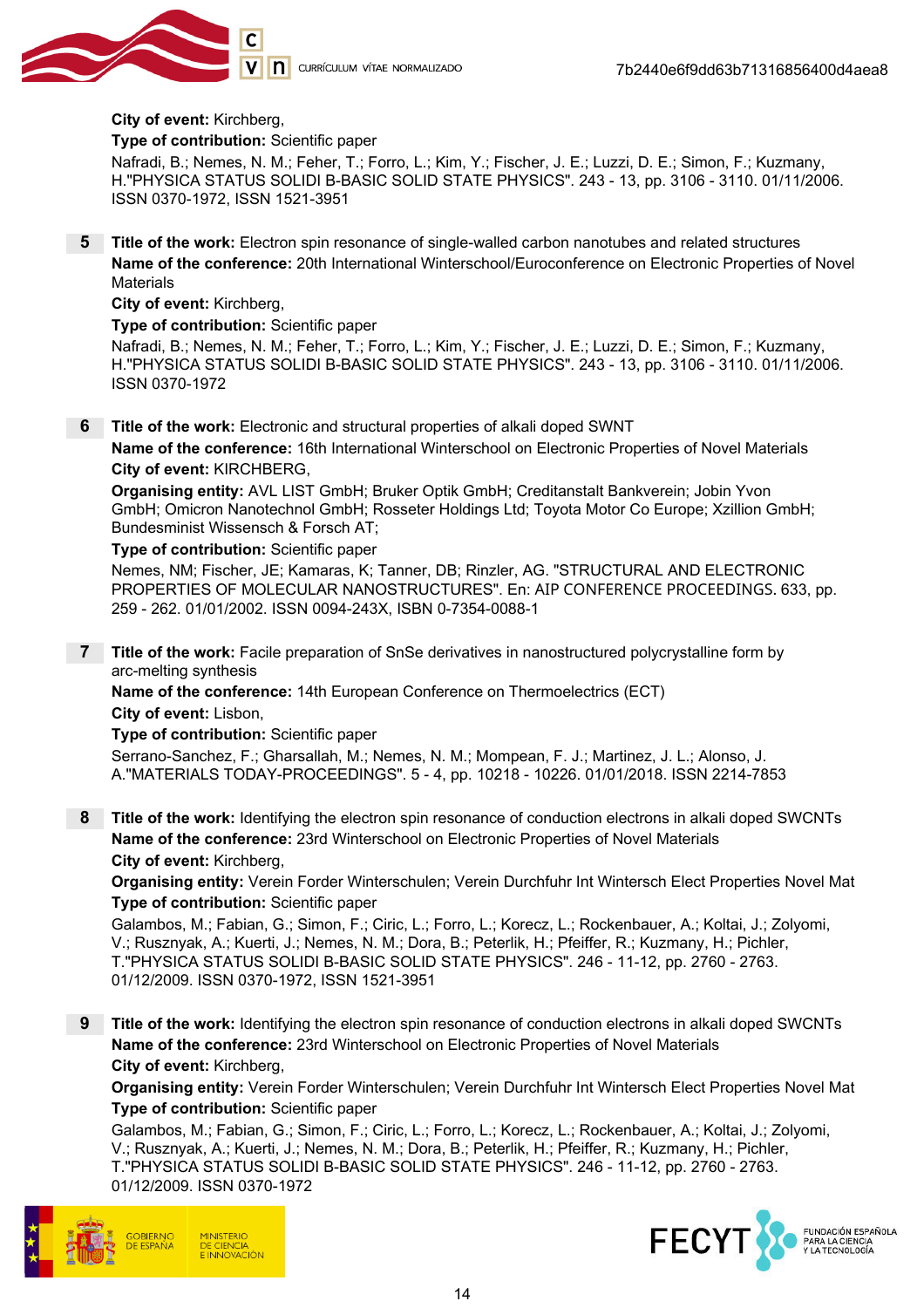**City of event:** Kirchberg,

**Type of contribution:** Scientific paper

Nafradi, B.; Nemes, N. M.; Feher, T.; Forro, L.; Kim, Y.; Fischer, J. E.; Luzzi, D. E.; Simon, F.; Kuzmany, H."PHYSICA STATUS SOLIDI B-BASIC SOLID STATE PHYSICS". 243 - 13, pp. 3106 - 3110. 01/11/2006. ISSN 0370-1972, ISSN 1521-3951

**5** **Title of the work:** Electron spin resonance of single-walled carbon nanotubes and related structures

**Name of the conference:** 20th International Winterschool/Euroconference on Electronic Properties of Novel Materials

**City of event:** Kirchberg,

**Type of contribution:** Scientific paper

Nafradi, B.; Nemes, N. M.; Feher, T.; Forro, L.; Kim, Y.; Fischer, J. E.; Luzzi, D. E.; Simon, F.; Kuzmany, H."PHYSICA STATUS SOLIDI B-BASIC SOLID STATE PHYSICS". 243 - 13, pp. 3106 - 3110. 01/11/2006. ISSN 0370-1972

**6** **Title of the work:** Electronic and structural properties of alkali doped SWNT

**Name of the conference:** 16th International Winterschool on Electronic Properties of Novel Materials

**City of event:** KIRCHBERG,

**Organising entity:** AVL LIST GmbH; Bruker Optik GmbH; Creditanstalt Bankverein; Jobin Yvon GmbH; Omicron Nanotechnol GmbH; Rosseter Holdings Ltd; Toyota Motor Co Europe; Xzillion GmbH; Bundesminist Wissensch & Forsch AT;

**Type of contribution:** Scientific paper

Nemes, NM; Fischer, JE; Kamaras, K; Tanner, DB; Rinzler, AG. "STRUCTURAL AND ELECTRONIC PROPERTIES OF MOLECULAR NANOSTRUCTURES". En: AIP CONFERENCE PROCEEDINGS. 633, pp. 259 - 262. 01/01/2002. ISSN 0094-243X, ISBN 0-7354-0088-1

**7** **Title of the work:** Facile preparation of SnSe derivatives in nanostructured polycrystalline form by arc-melting synthesis

**Name of the conference:** 14th European Conference on Thermoelectrics (ECT)

**City of event:** Lisbon,

**Type of contribution:** Scientific paper

Serrano-Sanchez, F.; Gharsallah, M.; Nemes, N. M.; Mompean, F. J.; Martinez, J. L.; Alonso, J. A."MATERIALS TODAY-PROCEEDINGS". 5 - 4, pp. 10218 - 10226. 01/01/2018. ISSN 2214-7853

**8** **Title of the work:** Identifying the electron spin resonance of conduction electrons in alkali doped SWCNTs

**Name of the conference:** 23rd Winterschool on Electronic Properties of Novel Materials

**City of event:** Kirchberg,

**Organising entity:** Verein Forder Winterschulen; Verein Durchfuhr Int Wintersch Elect Properties Novel Mat

**Type of contribution:** Scientific paper

Galambos, M.; Fabian, G.; Simon, F.; Ciric, L.; Forro, L.; Korecz, L.; Rockenbauer, A.; Koltai, J.; Zolyomi, V.; Rusznyak, A.; Kuerti, J.; Nemes, N. M.; Dora, B.; Peterlik, H.; Pfeiffer, R.; Kuzmany, H.; Pichler, T."PHYSICA STATUS SOLIDI B-BASIC SOLID STATE PHYSICS". 246 - 11-12, pp. 2760 - 2763. 01/12/2009. ISSN 0370-1972, ISSN 1521-3951

**9** **Title of the work:** Identifying the electron spin resonance of conduction electrons in alkali doped SWCNTs

**Name of the conference:** 23rd Winterschool on Electronic Properties of Novel Materials

**City of event:** Kirchberg,

**Organising entity:** Verein Forder Winterschulen; Verein Durchfuhr Int Wintersch Elect Properties Novel Mat

**Type of contribution:** Scientific paper

Galambos, M.; Fabian, G.; Simon, F.; Ciric, L.; Forro, L.; Korecz, L.; Rockenbauer, A.; Koltai, J.; Zolyomi, V.; Rusznyak, A.; Kuerti, J.; Nemes, N. M.; Dora, B.; Peterlik, H.; Pfeiffer, R.; Kuzmany, H.; Pichler, T."PHYSICA STATUS SOLIDI B-BASIC SOLID STATE PHYSICS". 246 - 11-12, pp. 2760 - 2763. 01/12/2009. ISSN 0370-1972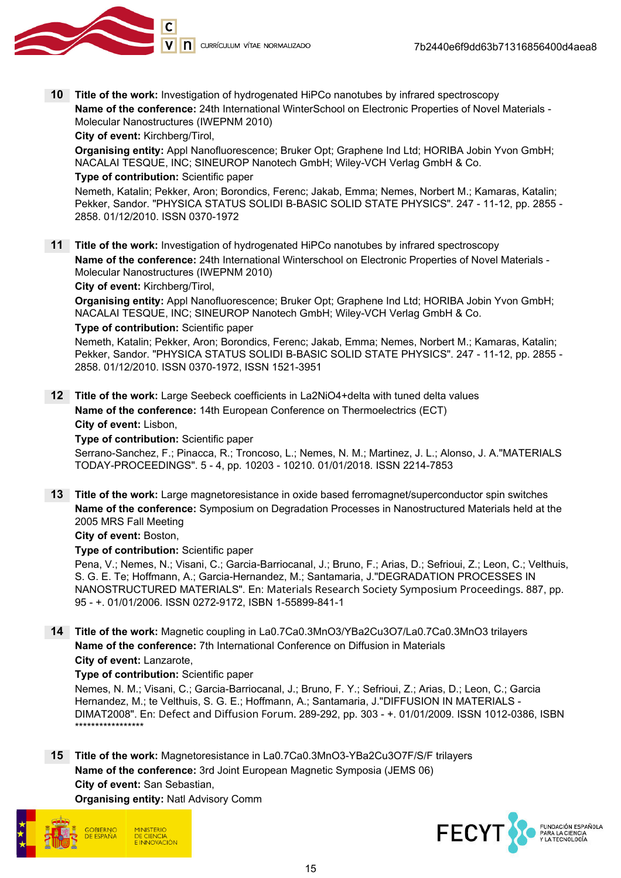**10** **Title of the work:** Investigation of hydrogenated HiPCo nanotubes by infrared spectroscopy
**Name of the conference:** 24th International WinterSchool on Electronic Properties of Novel Materials - Molecular Nanostructures (IWEPNM 2010)
**City of event:** Kirchberg/Tirol,
**Organising entity:** Appl Nanofluorescence; Bruker Opt; Graphene Ind Ltd; HORIBA Jobin Yvon GmbH; NACALAI TESQUE, INC; SINEUROP Nanotech GmbH; Wiley-VCH Verlag GmbH & Co.
**Type of contribution:** Scientific paper
Nemeth, Katalin; Pekker, Aron; Borondics, Ferenc; Jakab, Emma; Nemes, Norbert M.; Kamaras, Katalin; Pekker, Sandor. "PHYSICA STATUS SOLIDI B-BASIC SOLID STATE PHYSICS". 247 - 11-12, pp. 2855 - 2858. 01/12/2010. ISSN 0370-1972

**11** **Title of the work:** Investigation of hydrogenated HiPCo nanotubes by infrared spectroscopy
**Name of the conference:** 24th International Winterschool on Electronic Properties of Novel Materials - Molecular Nanostructures (IWEPNM 2010)
**City of event:** Kirchberg/Tirol,
**Organising entity:** Appl Nanofluorescence; Bruker Opt; Graphene Ind Ltd; HORIBA Jobin Yvon GmbH; NACALAI TESQUE, INC; SINEUROP Nanotech GmbH; Wiley-VCH Verlag GmbH & Co.
**Type of contribution:** Scientific paper
Nemeth, Katalin; Pekker, Aron; Borondics, Ferenc; Jakab, Emma; Nemes, Norbert M.; Kamaras, Katalin; Pekker, Sandor. "PHYSICA STATUS SOLIDI B-BASIC SOLID STATE PHYSICS". 247 - 11-12, pp. 2855 - 2858. 01/12/2010. ISSN 0370-1972, ISSN 1521-3951

**12** **Title of the work:** Large Seebeck coefficients in $La_2NiO_{4+\delta}$ with tuned delta values
**Name of the conference:** 14th European Conference on Thermoelectrics (ECT)
**City of event:** Lisbon,
**Type of contribution:** Scientific paper
Serrano-Sanchez, F.; Pinacca, R.; Troncoso, L.; Nemes, N. M.; Martinez, J. L.; Alonso, J. A."MATERIALS TODAY-PROCEEDINGS". 5 - 4, pp. 10203 - 10210. 01/01/2018. ISSN 2214-7853

**13** **Title of the work:** Large magnetoresistance in oxide based ferromagnet/superconductor spin switches
**Name of the conference:** Symposium on Degradation Processes in Nanostructured Materials held at the 2005 MRS Fall Meeting
**City of event:** Boston,
**Type of contribution:** Scientific paper
Pena, V.; Nemes, N.; Visani, C.; Garcia-Barriocanal, J.; Bruno, F.; Arias, D.; Sefrioui, Z.; Leon, C.; Velthuis, S. G. E. Te; Hoffmann, A.; Garcia-Hernandez, M.; Santamaria, J."DEGRADATION PROCESSES IN NANOSTRUCTURED MATERIALS". En: Materials Research Society Symposium Proceedings. 887, pp. 95 - +. 01/01/2006. ISSN 0272-9172, ISBN 1-55899-841-1

**14** **Title of the work:** Magnetic coupling in $La_{0.7}Ca_{0.3}MnO_3/YBa_2Cu_3O_7/La_{0.7}Ca_{0.3}MnO_3$ trilayers
**Name of the conference:** 7th International Conference on Diffusion in Materials
**City of event:** Lanzarote,
**Type of contribution:** Scientific paper
Nemes, N. M.; Visani, C.; Garcia-Barriocanal, J.; Bruno, F. Y.; Sefrioui, Z.; Arias, D.; Leon, C.; Garcia Hernandez, M.; te Velthuis, S. G. E.; Hoffmann, A.; Santamaria, J."DIFFUSION IN MATERIALS - DIMAT2008". En: Defect and Diffusion Forum. 289-292, pp. 303 - +. 01/01/2009. ISSN 1012-0386, ISBN *****************

**15** **Title of the work:** Magnetoresistance in $La_{0.7}Ca_{0.3}MnO_3$-$YBa_2Cu_3O_7$F/S/F trilayers
**Name of the conference:** 3rd Joint European Magnetic Symposia (JEMS 06)
**City of event:** San Sebastian,
**Organising entity:** Natl Advisory Comm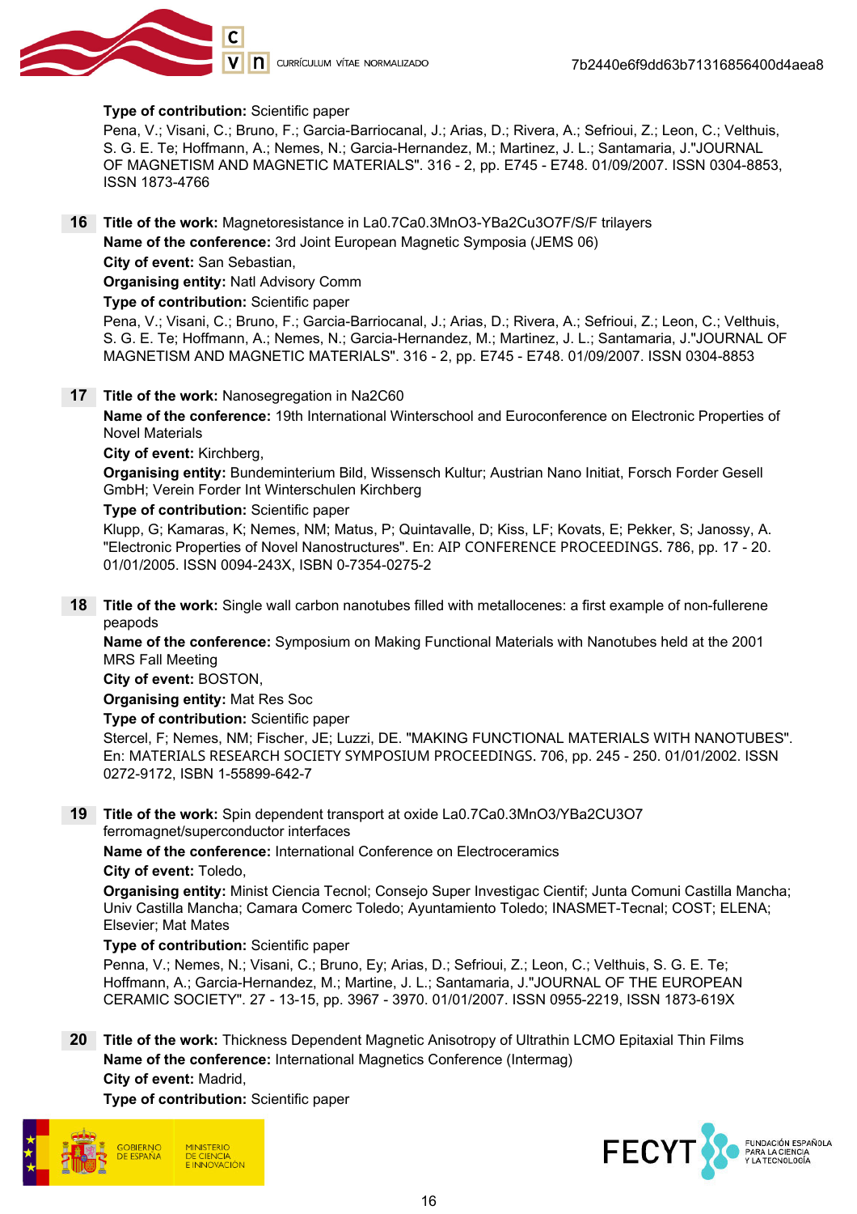**Type of contribution:** Scientific paper

Pena, V.; Visani, C.; Bruno, F.; Garcia-Barriocanal, J.; Arias, D.; Rivera, A.; Sefrioui, Z.; Leon, C.; Velthuis, S. G. E. Te; Hoffmann, A.; Nemes, N.; Garcia-Hernandez, M.; Martinez, J. L.; Santamaria, J."JOURNAL OF MAGNETISM AND MAGNETIC MATERIALS". 316 - 2, pp. E745 - E748. 01/09/2007. ISSN 0304-8853, ISSN 1873-4766

**16** **Title of the work:** Magnetoresistance in La0.7Ca0.3MnO3-YBa2Cu3O7F/S/F trilayers

**Name of the conference:** 3rd Joint European Magnetic Symposia (JEMS 06)

**City of event:** San Sebastian,

**Organising entity:** Natl Advisory Comm

**Type of contribution:** Scientific paper

Pena, V.; Visani, C.; Bruno, F.; Garcia-Barriocanal, J.; Arias, D.; Rivera, A.; Sefrioui, Z.; Leon, C.; Velthuis, S. G. E. Te; Hoffmann, A.; Nemes, N.; Garcia-Hernandez, M.; Martinez, J. L.; Santamaria, J."JOURNAL OF MAGNETISM AND MAGNETIC MATERIALS". 316 - 2, pp. E745 - E748. 01/09/2007. ISSN 0304-8853

**17** **Title of the work:** Nanosegregation in Na2C60

**Name of the conference:** 19th International Winterschool and Euroconference on Electronic Properties of Novel Materials

**City of event:** Kirchberg,

**Organising entity:** Bundeminterium Bild, Wissensch Kultur; Austrian Nano Initiat, Forsch Forder Gesell GmbH; Verein Forder Int Winterschulen Kirchberg

**Type of contribution:** Scientific paper

Klupp, G; Kamaras, K; Nemes, NM; Matus, P; Quintavalle, D; Kiss, LF; Kovats, E; Pekker, S; Janossy, A. "Electronic Properties of Novel Nanostructures". En: AIP CONFERENCE PROCEEDINGS. 786, pp. 17 - 20. 01/01/2005. ISSN 0094-243X, ISBN 0-7354-0275-2

**18** **Title of the work:** Single wall carbon nanotubes filled with metallocenes: a first example of non-fullerene peapods

**Name of the conference:** Symposium on Making Functional Materials with Nanotubes held at the 2001 MRS Fall Meeting

**City of event:** BOSTON,

**Organising entity:** Mat Res Soc

**Type of contribution:** Scientific paper

Stercel, F; Nemes, NM; Fischer, JE; Luzzi, DE. "MAKING FUNCTIONAL MATERIALS WITH NANOTUBES". En: MATERIALS RESEARCH SOCIETY SYMPOSIUM PROCEEDINGS. 706, pp. 245 - 250. 01/01/2002. ISSN 0272-9172, ISBN 1-55899-642-7

**19** **Title of the work:** Spin dependent transport at oxide La0.7Ca0.3MnO3/YBa2CU3O7 ferromagnet/superconductor interfaces

**Name of the conference:** International Conference on Electroceramics

**City of event:** Toledo,

**Organising entity:** Minist Ciencia Tecnol; Consejo Super Investigac Cientif; Junta Comuni Castilla Mancha; Univ Castilla Mancha; Camara Comerc Toledo; Ayuntamiento Toledo; INASMET-Tecnal; COST; ELENA; Elsevier; Mat Mates

**Type of contribution:** Scientific paper

Penna, V.; Nemes, N.; Visani, C.; Bruno, Ey; Arias, D.; Sefrioui, Z.; Leon, C.; Velthuis, S. G. E. Te; Hoffmann, A.; Garcia-Hernandez, M.; Martine, J. L.; Santamaria, J."JOURNAL OF THE EUROPEAN CERAMIC SOCIETY". 27 - 13-15, pp. 3967 - 3970. 01/01/2007. ISSN 0955-2219, ISSN 1873-619X

**20** **Title of the work:** Thickness Dependent Magnetic Anisotropy of Ultrathin LCMO Epitaxial Thin Films

**Name of the conference:** International Magnetics Conference (Intermag)

**City of event:** Madrid,

**Type of contribution:** Scientific paper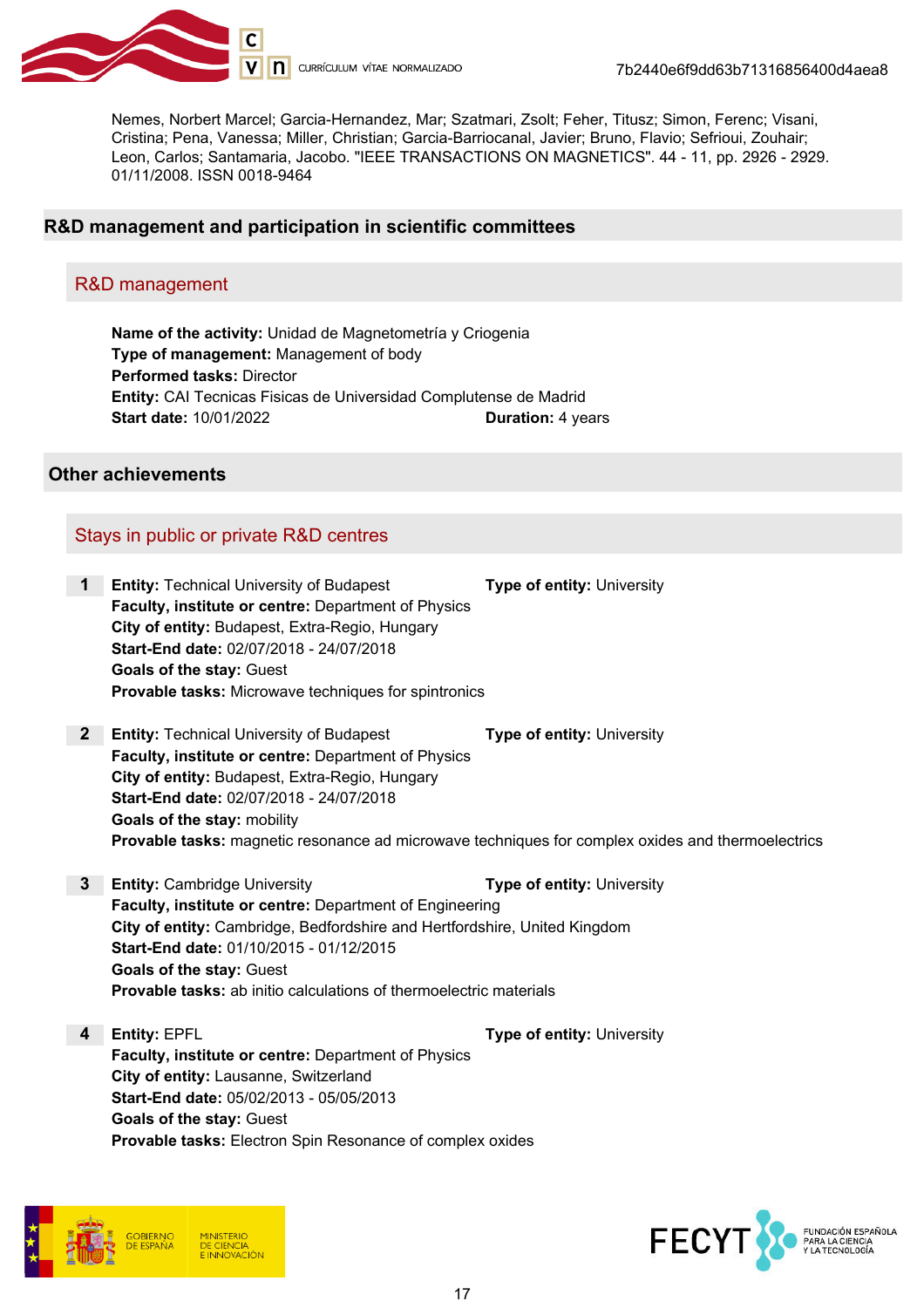Nemes, Norbert Marcel; Garcia-Hernandez, Mar; Szatmari, Zsolt; Feher, Titusz; Simon, Ferenc; Visani, Cristina; Pena, Vanessa; Miller, Christian; Garcia-Barriocanal, Javier; Bruno, Flavio; Sefrioui, Zouhair; Leon, Carlos; Santamaria, Jacobo. "IEEE TRANSACTIONS ON MAGNETICS". 44 - 11, pp. 2926 - 2929. 01/11/2008. ISSN 0018-9464

## R&D management and participation in scientific committees

### R&D management

**Name of the activity:** Unidad de Magnetometría y Criogenia
**Type of management:** Management of body
**Performed tasks:** Director
**Entity:** CAI Tecnicas Fisicas de Universidad Complutense de Madrid
**Start date:** 10/01/2022 **Duration:** 4 years

## Other achievements

### Stays in public or private R&D centres

1. **Entity:** Technical University of Budapest **Type of entity:** University
   **Faculty, institute or centre:** Department of Physics
   **City of entity:** Budapest, Extra-Regio, Hungary
   **Start-End date:** 02/07/2018 - 24/07/2018
   **Goals of the stay:** Guest
   **Provable tasks:** Microwave techniques for spintronics

2. **Entity:** Technical University of Budapest **Type of entity:** University
   **Faculty, institute or centre:** Department of Physics
   **City of entity:** Budapest, Extra-Regio, Hungary
   **Start-End date:** 02/07/2018 - 24/07/2018
   **Goals of the stay:** mobility
   **Provable tasks:** magnetic resonance ad microwave techniques for complex oxides and thermoelectrics

3. **Entity:** Cambridge University **Type of entity:** University
   **Faculty, institute or centre:** Department of Engineering
   **City of entity:** Cambridge, Bedfordshire and Hertfordshire, United Kingdom
   **Start-End date:** 01/10/2015 - 01/12/2015
   **Goals of the stay:** Guest
   **Provable tasks:** ab initio calculations of thermoelectric materials

4. **Entity:** EPFL **Type of entity:** University
   **Faculty, institute or centre:** Department of Physics
   **City of entity:** Lausanne, Switzerland
   **Start-End date:** 05/02/2013 - 05/05/2013
   **Goals of the stay:** Guest
   **Provable tasks:** Electron Spin Resonance of complex oxides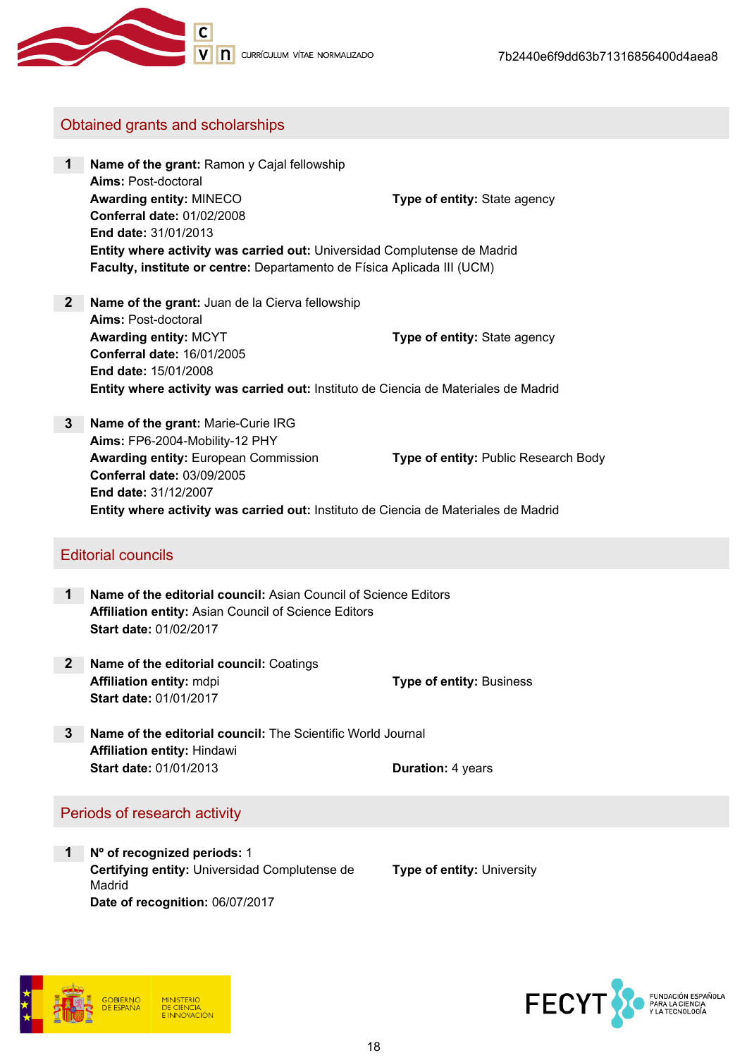## Obtained grants and scholarships

**1** **Name of the grant:** Ramon y Cajal fellowship
**Aims:** Post-doctoral
**Awarding entity:** MINECO **Type of entity:** State agency
**Conferral date:** 01/02/2008
**End date:** 31/01/2013
**Entity where activity was carried out:** Universidad Complutense de Madrid
**Faculty, institute or centre:** Departamento de Física Aplicada III (UCM)

**2** **Name of the grant:** Juan de la Cierva fellowship
**Aims:** Post-doctoral
**Awarding entity:** MCYT **Type of entity:** State agency
**Conferral date:** 16/01/2005
**End date:** 15/01/2008
**Entity where activity was carried out:** Instituto de Ciencia de Materiales de Madrid

**3** **Name of the grant:** Marie-Curie IRG
**Aims:** FP6-2004-Mobility-12 PHY
**Awarding entity:** European Commission **Type of entity:** Public Research Body
**Conferral date:** 03/09/2005
**End date:** 31/12/2007
**Entity where activity was carried out:** Instituto de Ciencia de Materiales de Madrid

## Editorial councils

**1** **Name of the editorial council:** Asian Council of Science Editors
**Affiliation entity:** Asian Council of Science Editors
**Start date:** 01/02/2017

**2** **Name of the editorial council:** Coatings
**Affiliation entity:** mdpi **Type of entity:** Business
**Start date:** 01/01/2017

**3** **Name of the editorial council:** The Scientific World Journal
**Affiliation entity:** Hindawi
**Start date:** 01/01/2013 **Duration:** 4 years

## Periods of research activity

**1** **Nº of recognized periods:** 1
**Certifying entity:** Universidad Complutense de Madrid **Type of entity:** University
**Date of recognition:** 06/07/2017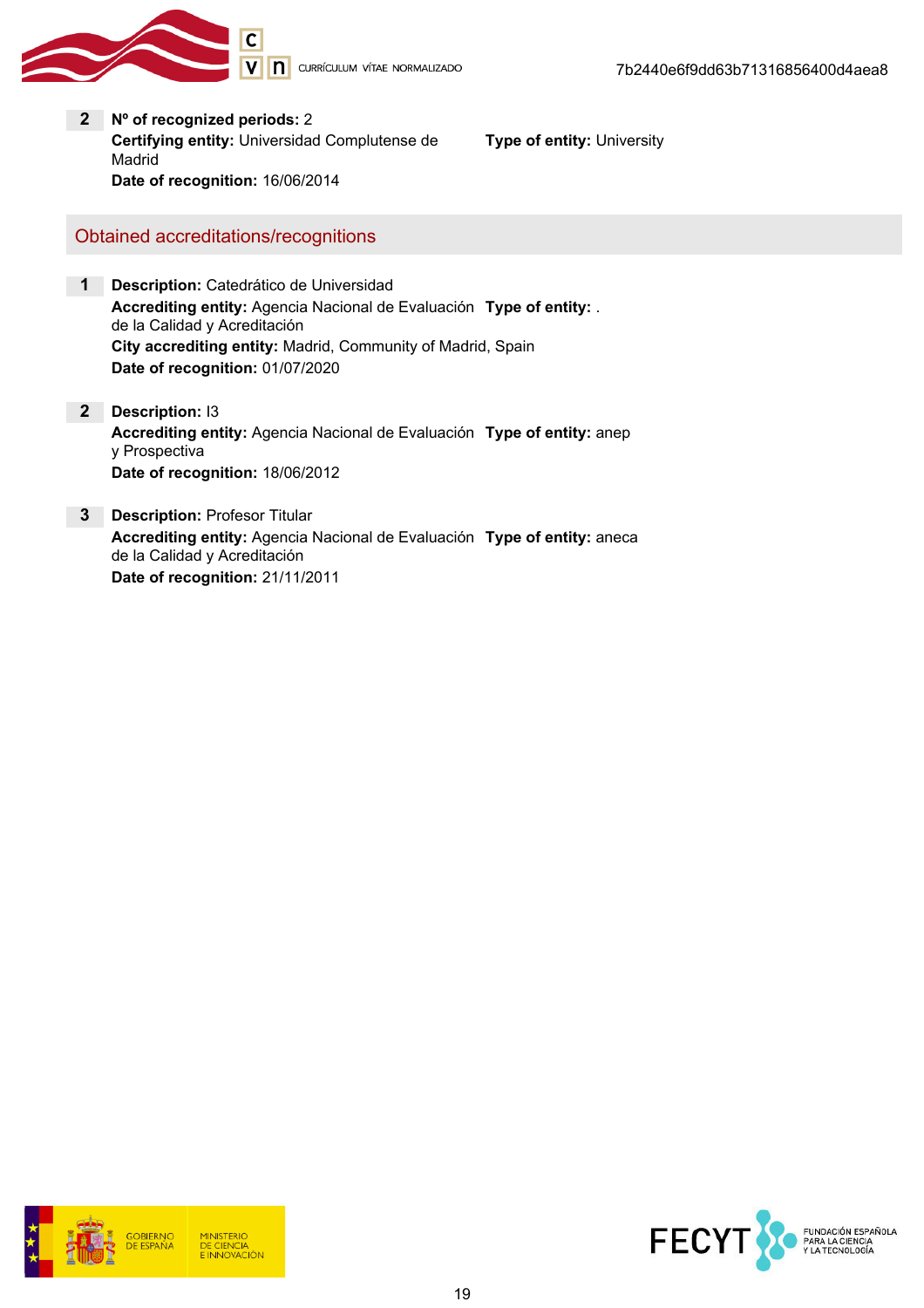**2** **Nº of recognized periods:** 2
**Certifying entity:** Universidad Complutense de Madrid **Type of entity:** University
**Date of recognition:** 16/06/2014

## Obtained accreditations/recognitions

**1** **Description:** Catedrático de Universidad
**Accrediting entity:** Agencia Nacional de Evaluación de la Calidad y Acreditación **Type of entity:** .
**City accrediting entity:** Madrid, Community of Madrid, Spain
**Date of recognition:** 01/07/2020

**2** **Description:** I3
**Accrediting entity:** Agencia Nacional de Evaluación y Prospectiva **Type of entity:** anep
**Date of recognition:** 18/06/2012

**3** **Description:** Profesor Titular
**Accrediting entity:** Agencia Nacional de Evaluación de la Calidad y Acreditación **Type of entity:** aneca
**Date of recognition:** 21/11/2011